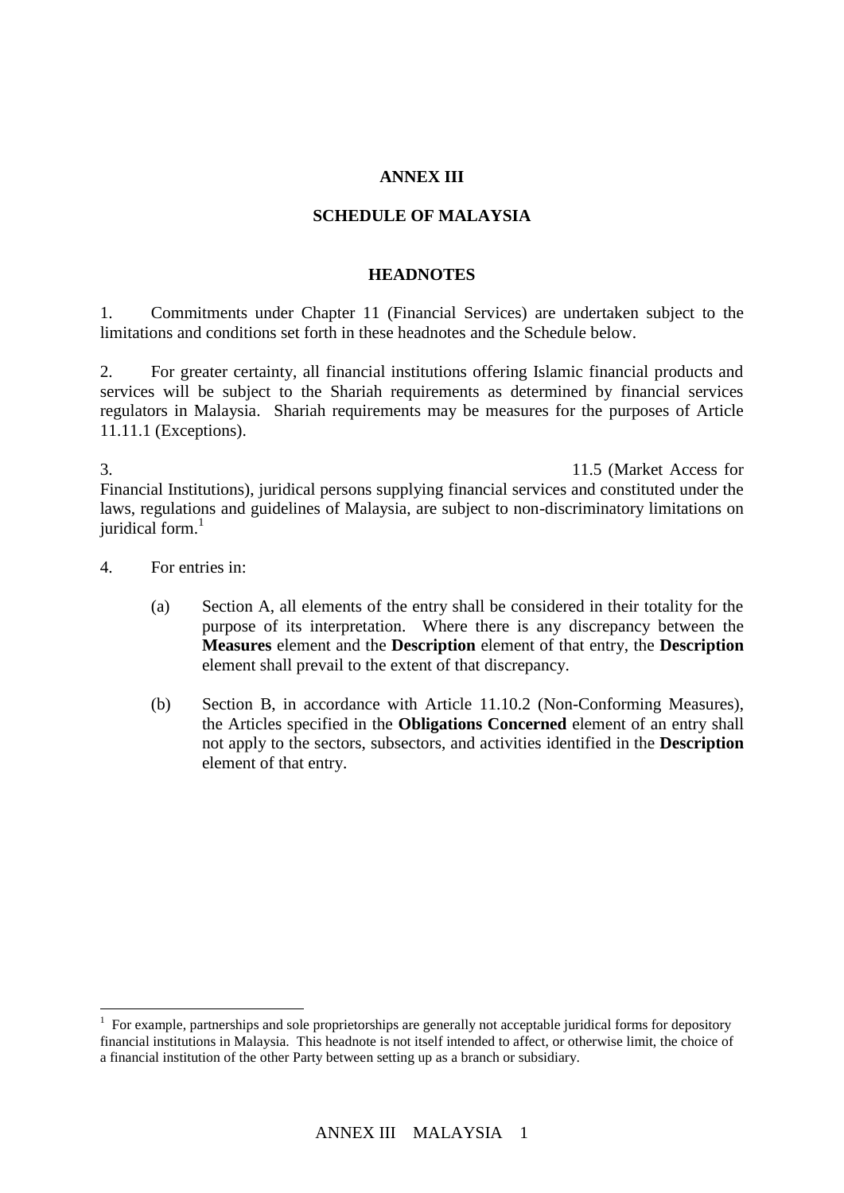**ANNEX III**

**SCHEDULE OF MALAYSIA**

**HEADNOTES**

1. Commitments under Chapter 11 (Financial Services) are undertaken subject to the limitations and conditions set forth in these headnotes and the Schedule below.

2. For greater certainty, all financial institutions offering Islamic financial products and services will be subject to the Shariah requirements as determined by financial services regulators in Malaysia. Shariah requirements may be measures for the purposes of Article 11.11.1 (Exceptions).

3. 11.5 (Market Access for Financial Institutions), juridical persons supplying financial services and constituted under the laws, regulations and guidelines of Malaysia, are subject to non-discriminatory limitations on juridical form.[1]

4. For entries in:

   (a) Section A, all elements of the entry shall be considered in their totality for the purpose of its interpretation. Where there is any discrepancy between the **Measures** element and the **Description** element of that entry, the **Description** element shall prevail to the extent of that discrepancy.

   (b) Section B, in accordance with Article 11.10.2 (Non-Conforming Measures), the Articles specified in the **Obligations Concerned** element of an entry shall not apply to the sectors, subsectors, and activities identified in the **Description** element of that entry.

---

[1] For example, partnerships and sole proprietorships are generally not acceptable juridical forms for depository financial institutions in Malaysia. This headnote is not itself intended to affect, or otherwise limit, the choice of a financial institution of the other Party between setting up as a branch or subsidiary.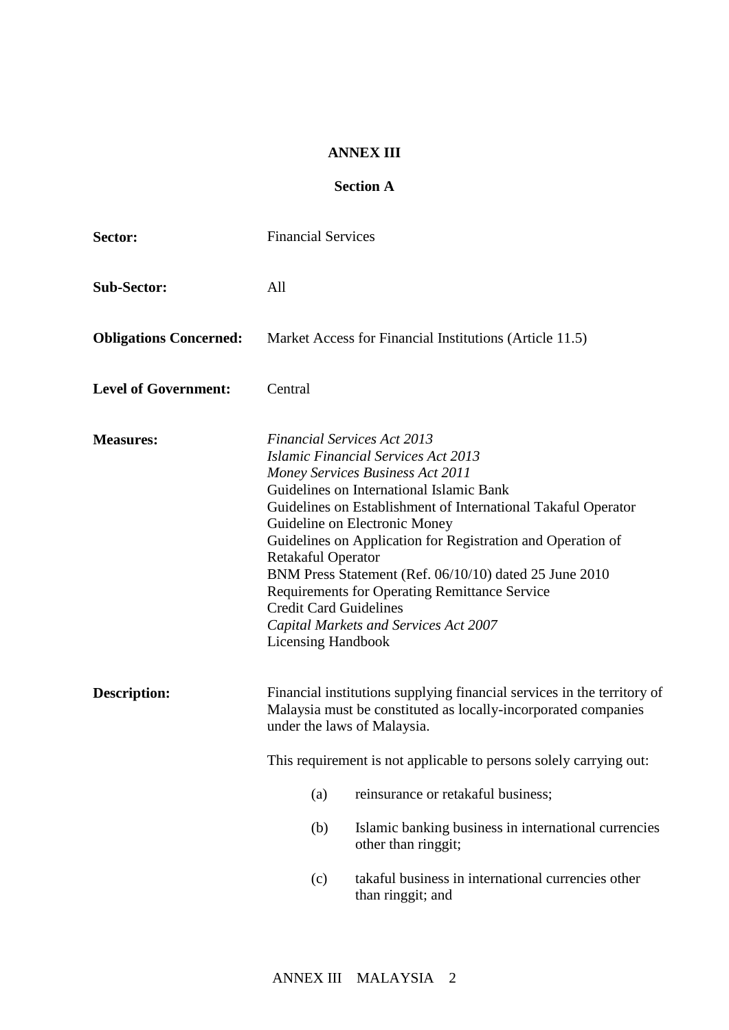**ANNEX III**

**Section A**

**Sector:** Financial Services

**Sub-Sector:** All

**Obligations Concerned:** Market Access for Financial Institutions (Article 11.5)

**Level of Government:** Central

**Measures:**
*Financial Services Act 2013*
*Islamic Financial Services Act 2013*
*Money Services Business Act 2011*
Guidelines on International Islamic Bank
Guidelines on Establishment of International Takaful Operator
Guideline on Electronic Money
Guidelines on Application for Registration and Operation of Retakaful Operator
BNM Press Statement (Ref. 06/10/10) dated 25 June 2010
Requirements for Operating Remittance Service
Credit Card Guidelines
*Capital Markets and Services Act 2007*
Licensing Handbook

**Description:**

Financial institutions supplying financial services in the territory of Malaysia must be constituted as locally-incorporated companies under the laws of Malaysia.

This requirement is not applicable to persons solely carrying out:

(a) reinsurance or retakaful business;

(b) Islamic banking business in international currencies other than ringgit;

(c) takaful business in international currencies other than ringgit; and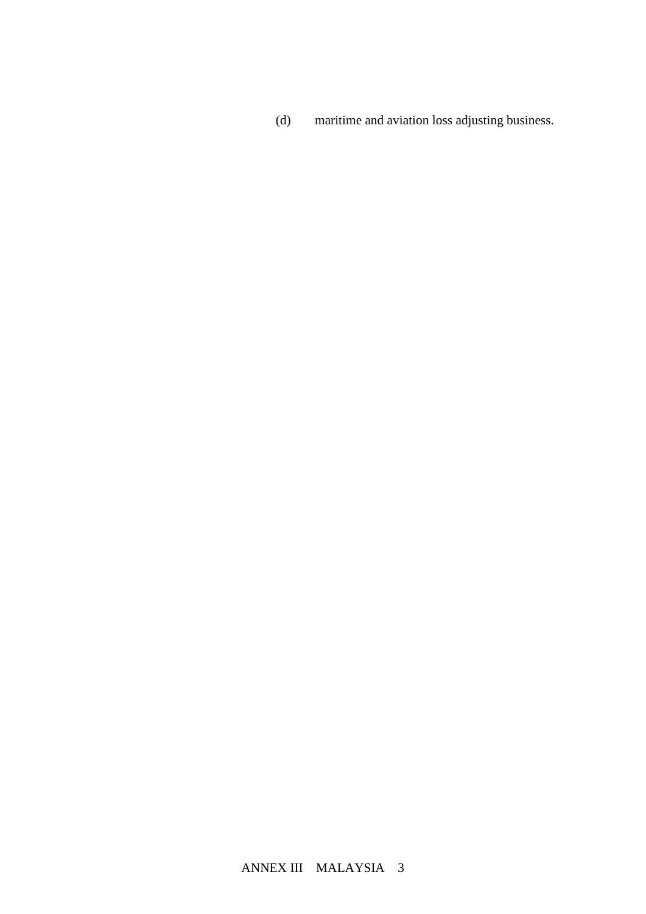(d) maritime and aviation loss adjusting business.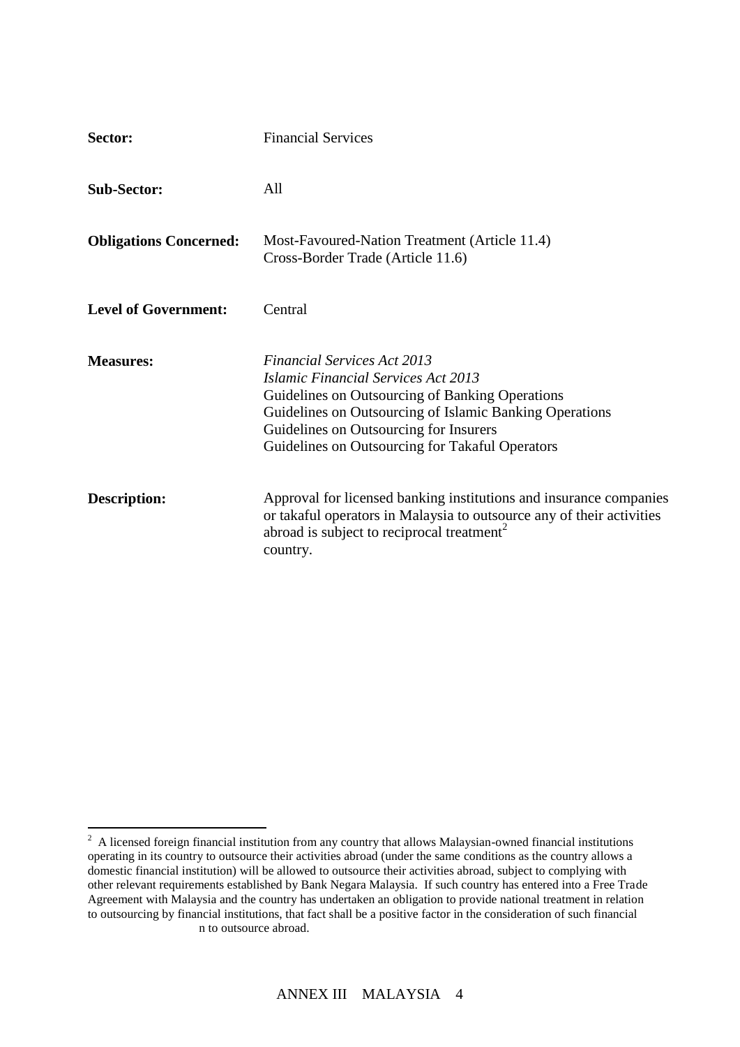**Sector:** Financial Services

**Sub-Sector:** All

**Obligations Concerned:** Most-Favoured-Nation Treatment (Article 11.4)
Cross-Border Trade (Article 11.6)

**Level of Government:** Central

**Measures:** *Financial Services Act 2013*
*Islamic Financial Services Act 2013*
Guidelines on Outsourcing of Banking Operations
Guidelines on Outsourcing of Islamic Banking Operations
Guidelines on Outsourcing for Insurers
Guidelines on Outsourcing for Takaful Operators

**Description:** Approval for licensed banking institutions and insurance companies or takaful operators in Malaysia to outsource any of their activities abroad is subject to reciprocal treatment[2]
country.

---

[2] A licensed foreign financial institution from any country that allows Malaysian-owned financial institutions operating in its country to outsource their activities abroad (under the same conditions as the country allows a domestic financial institution) will be allowed to outsource their activities abroad, subject to complying with other relevant requirements established by Bank Negara Malaysia. If such country has entered into a Free Trade Agreement with Malaysia and the country has undertaken an obligation to provide national treatment in relation to outsourcing by financial institutions, that fact shall be a positive factor in the consideration of such financial
n to outsource abroad.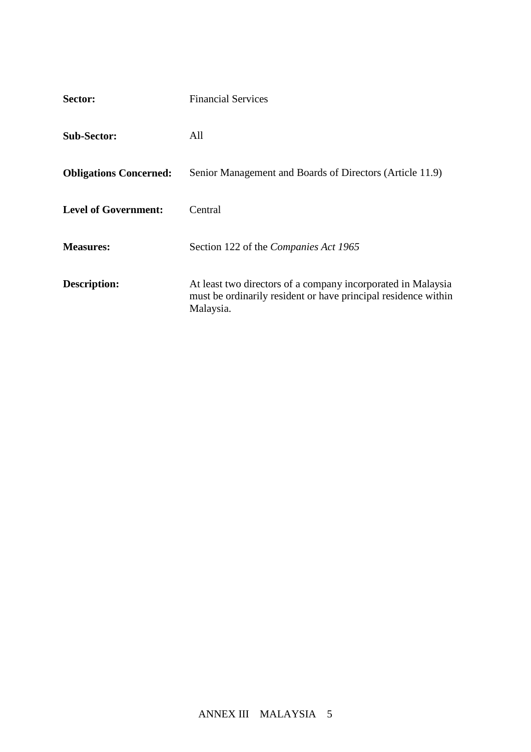| | |
|---|---|
| **Sector:** | Financial Services |
| **Sub-Sector:** | All |
| **Obligations Concerned:** | Senior Management and Boards of Directors (Article 11.9) |
| **Level of Government:** | Central |
| **Measures:** | Section 122 of the *Companies Act 1965* |
| **Description:** | At least two directors of a company incorporated in Malaysia must be ordinarily resident or have principal residence within Malaysia. |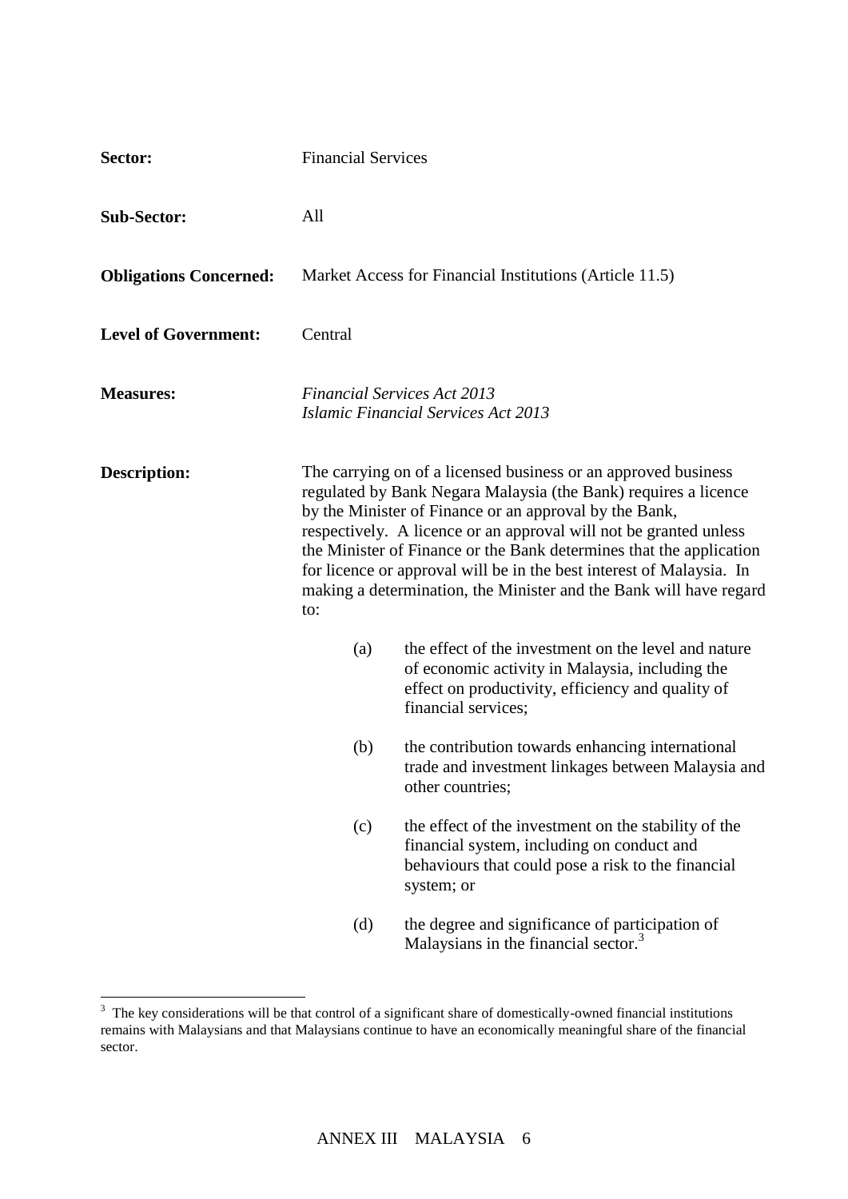**Sector:** Financial Services

**Sub-Sector:** All

**Obligations Concerned:** Market Access for Financial Institutions (Article 11.5)

**Level of Government:** Central

**Measures:** *Financial Services Act 2013*
*Islamic Financial Services Act 2013*

**Description:** The carrying on of a licensed business or an approved business regulated by Bank Negara Malaysia (the Bank) requires a licence by the Minister of Finance or an approval by the Bank, respectively. A licence or an approval will not be granted unless the Minister of Finance or the Bank determines that the application for licence or approval will be in the best interest of Malaysia. In making a determination, the Minister and the Bank will have regard to:

(a) the effect of the investment on the level and nature of economic activity in Malaysia, including the effect on productivity, efficiency and quality of financial services;

(b) the contribution towards enhancing international trade and investment linkages between Malaysia and other countries;

(c) the effect of the investment on the stability of the financial system, including on conduct and behaviours that could pose a risk to the financial system; or

(d) the degree and significance of participation of Malaysians in the financial sector.[3]

[3] The key considerations will be that control of a significant share of domestically-owned financial institutions remains with Malaysians and that Malaysians continue to have an economically meaningful share of the financial sector.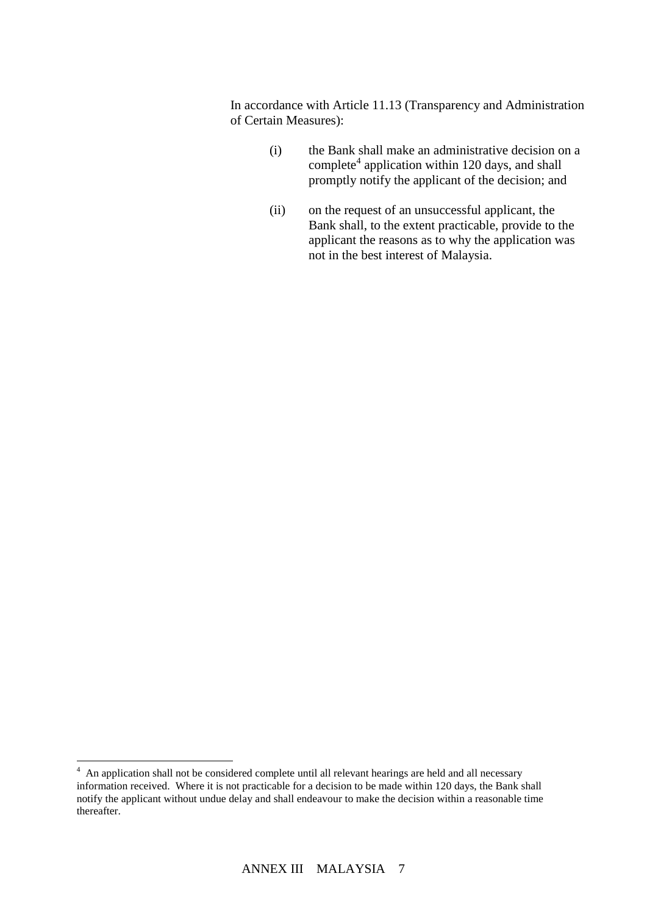In accordance with Article 11.13 (Transparency and Administration of Certain Measures):

(i) the Bank shall make an administrative decision on a complete[4] application within 120 days, and shall promptly notify the applicant of the decision; and

(ii) on the request of an unsuccessful applicant, the Bank shall, to the extent practicable, provide to the applicant the reasons as to why the application was not in the best interest of Malaysia.

---

[4] An application shall not be considered complete until all relevant hearings are held and all necessary information received. Where it is not practicable for a decision to be made within 120 days, the Bank shall notify the applicant without undue delay and shall endeavour to make the decision within a reasonable time thereafter.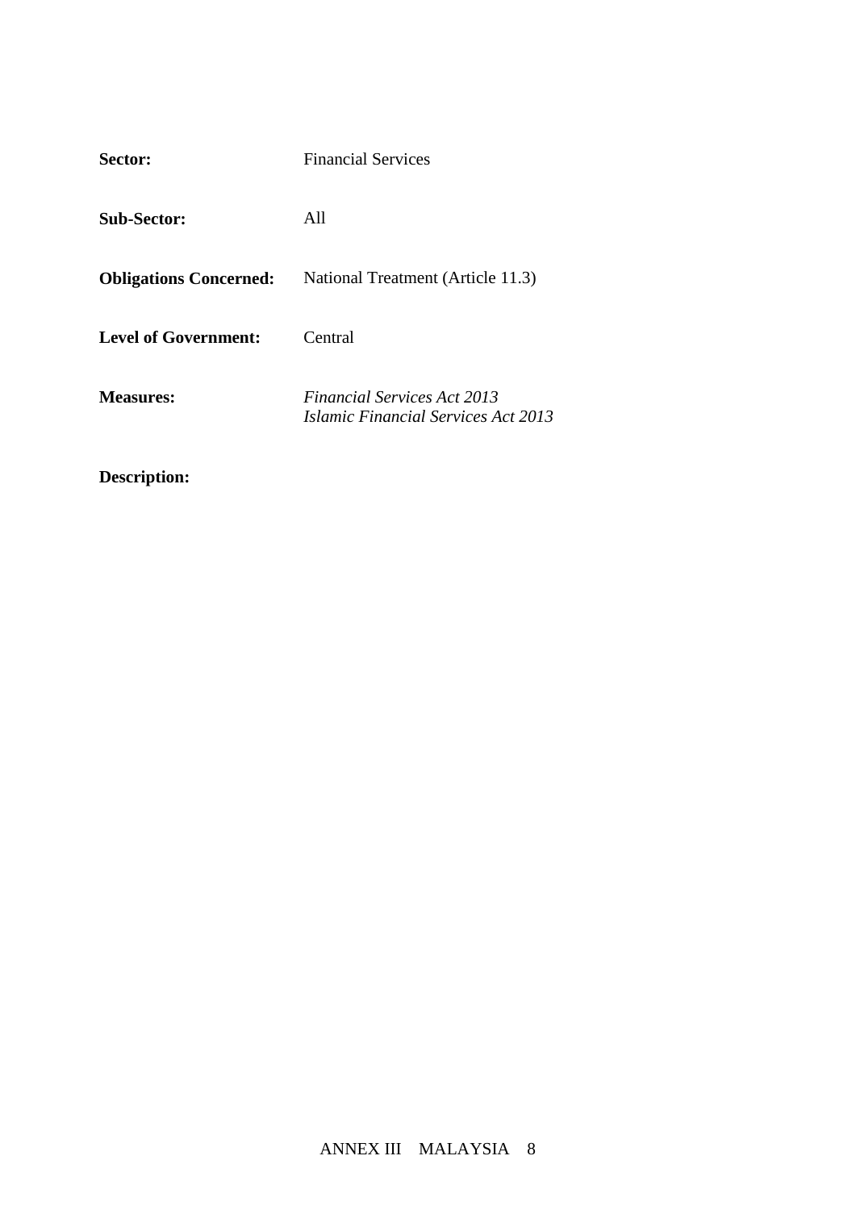**Sector:** Financial Services

**Sub-Sector:** All

**Obligations Concerned:** National Treatment (Article 11.3)

**Level of Government:** Central

**Measures:** *Financial Services Act 2013*
*Islamic Financial Services Act 2013*

**Description:**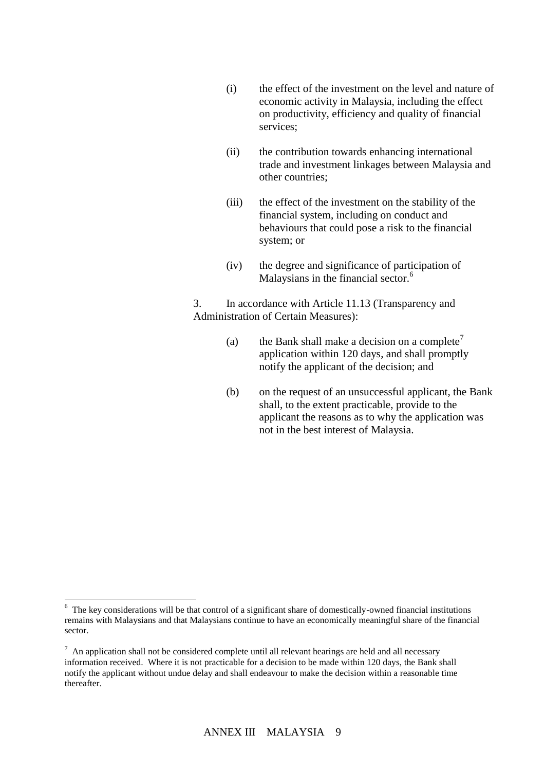(i) the effect of the investment on the level and nature of economic activity in Malaysia, including the effect on productivity, efficiency and quality of financial services;

(ii) the contribution towards enhancing international trade and investment linkages between Malaysia and other countries;

(iii) the effect of the investment on the stability of the financial system, including on conduct and behaviours that could pose a risk to the financial system; or

(iv) the degree and significance of participation of Malaysians in the financial sector.[6]

3. In accordance with Article 11.13 (Transparency and Administration of Certain Measures):

(a) the Bank shall make a decision on a complete[7] application within 120 days, and shall promptly notify the applicant of the decision; and

(b) on the request of an unsuccessful applicant, the Bank shall, to the extent practicable, provide to the applicant the reasons as to why the application was not in the best interest of Malaysia.

---

[6] The key considerations will be that control of a significant share of domestically-owned financial institutions remains with Malaysians and that Malaysians continue to have an economically meaningful share of the financial sector.

[7] An application shall not be considered complete until all relevant hearings are held and all necessary information received. Where it is not practicable for a decision to be made within 120 days, the Bank shall notify the applicant without undue delay and shall endeavour to make the decision within a reasonable time thereafter.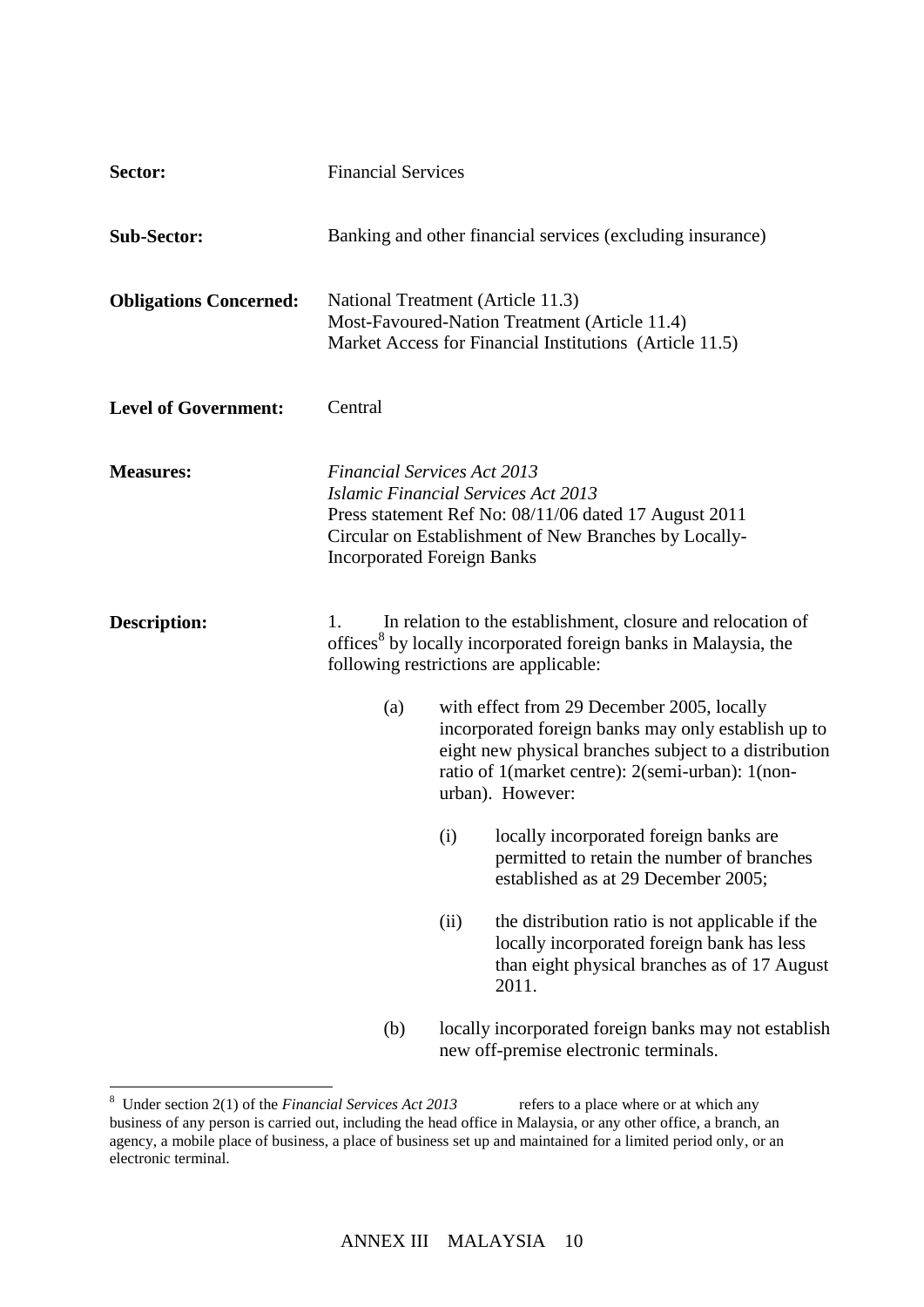**Sector:** Financial Services

**Sub-Sector:** Banking and other financial services (excluding insurance)

**Obligations Concerned:** National Treatment (Article 11.3)
Most-Favoured-Nation Treatment (Article 11.4)
Market Access for Financial Institutions (Article 11.5)

**Level of Government:** Central

**Measures:** *Financial Services Act 2013*
*Islamic Financial Services Act 2013*
Press statement Ref No: 08/11/06 dated 17 August 2011
Circular on Establishment of New Branches by Locally-Incorporated Foreign Banks

**Description:**

1. In relation to the establishment, closure and relocation of offices[8] by locally incorporated foreign banks in Malaysia, the following restrictions are applicable:

   (a) with effect from 29 December 2005, locally incorporated foreign banks may only establish up to eight new physical branches subject to a distribution ratio of 1(market centre): 2(semi-urban): 1(non-urban). However:

      (i) locally incorporated foreign banks are permitted to retain the number of branches established as at 29 December 2005;

      (ii) the distribution ratio is not applicable if the locally incorporated foreign bank has less than eight physical branches as of 17 August 2011.

   (b) locally incorporated foreign banks may not establish new off-premise electronic terminals.

---

[8] Under section 2(1) of the *Financial Services Act 2013* refers to a place where or at which any business of any person is carried out, including the head office in Malaysia, or any other office, a branch, an agency, a mobile place of business, a place of business set up and maintained for a limited period only, or an electronic terminal.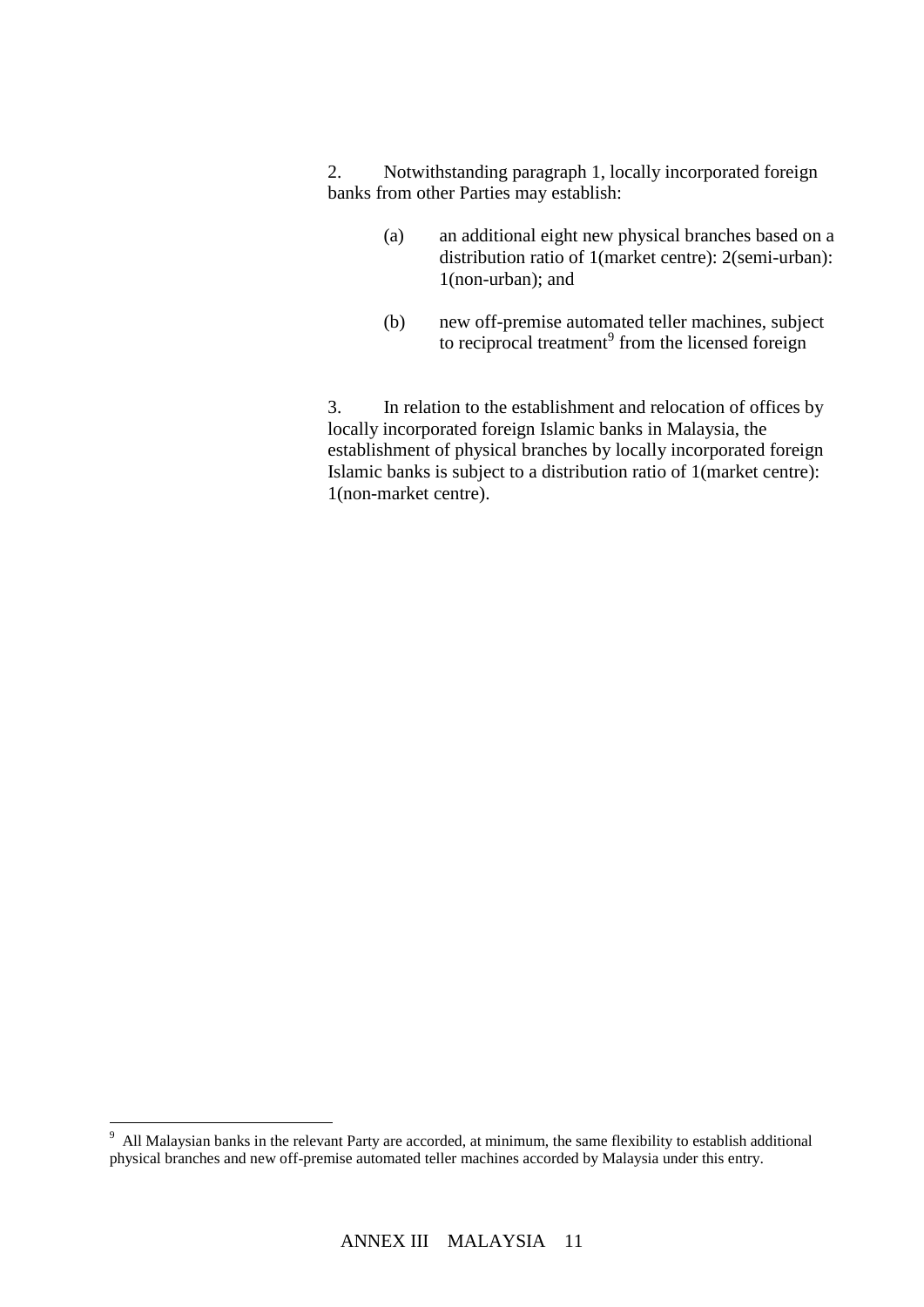2. Notwithstanding paragraph 1, locally incorporated foreign banks from other Parties may establish:

(a) an additional eight new physical branches based on a distribution ratio of 1(market centre): 2(semi-urban): 1(non-urban); and

(b) new off-premise automated teller machines, subject to reciprocal treatment[9] from the licensed foreign

3. In relation to the establishment and relocation of offices by locally incorporated foreign Islamic banks in Malaysia, the establishment of physical branches by locally incorporated foreign Islamic banks is subject to a distribution ratio of 1(market centre): 1(non-market centre).

---

[9] All Malaysian banks in the relevant Party are accorded, at minimum, the same flexibility to establish additional physical branches and new off-premise automated teller machines accorded by Malaysia under this entry.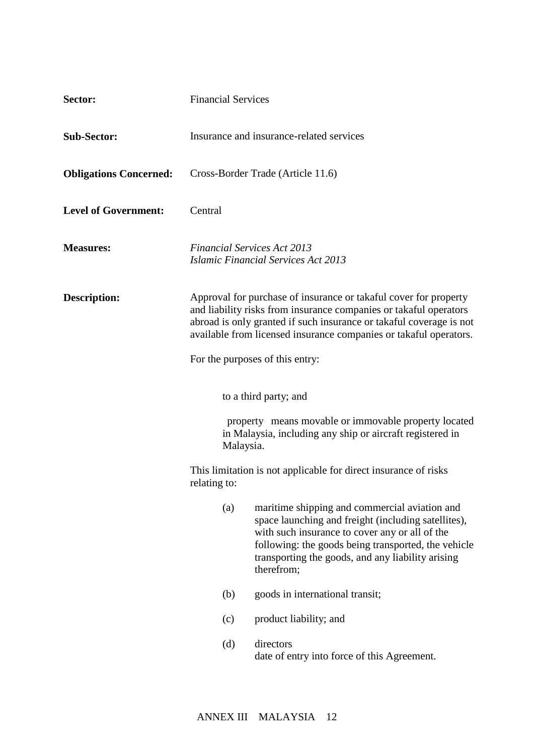**Sector:** Financial Services

**Sub-Sector:** Insurance and insurance-related services

**Obligations Concerned:** Cross-Border Trade (Article 11.6)

**Level of Government:** Central

**Measures:** *Financial Services Act 2013*
*Islamic Financial Services Act 2013*

**Description:** Approval for purchase of insurance or takaful cover for property and liability risks from insurance companies or takaful operators abroad is only granted if such insurance or takaful coverage is not available from licensed insurance companies or takaful operators.

For the purposes of this entry:

to a third party; and

property means movable or immovable property located in Malaysia, including any ship or aircraft registered in Malaysia.

This limitation is not applicable for direct insurance of risks relating to:

(a) maritime shipping and commercial aviation and space launching and freight (including satellites), with such insurance to cover any or all of the following: the goods being transported, the vehicle transporting the goods, and any liability arising therefrom;

(b) goods in international transit;

(c) product liability; and

(d) directors
date of entry into force of this Agreement.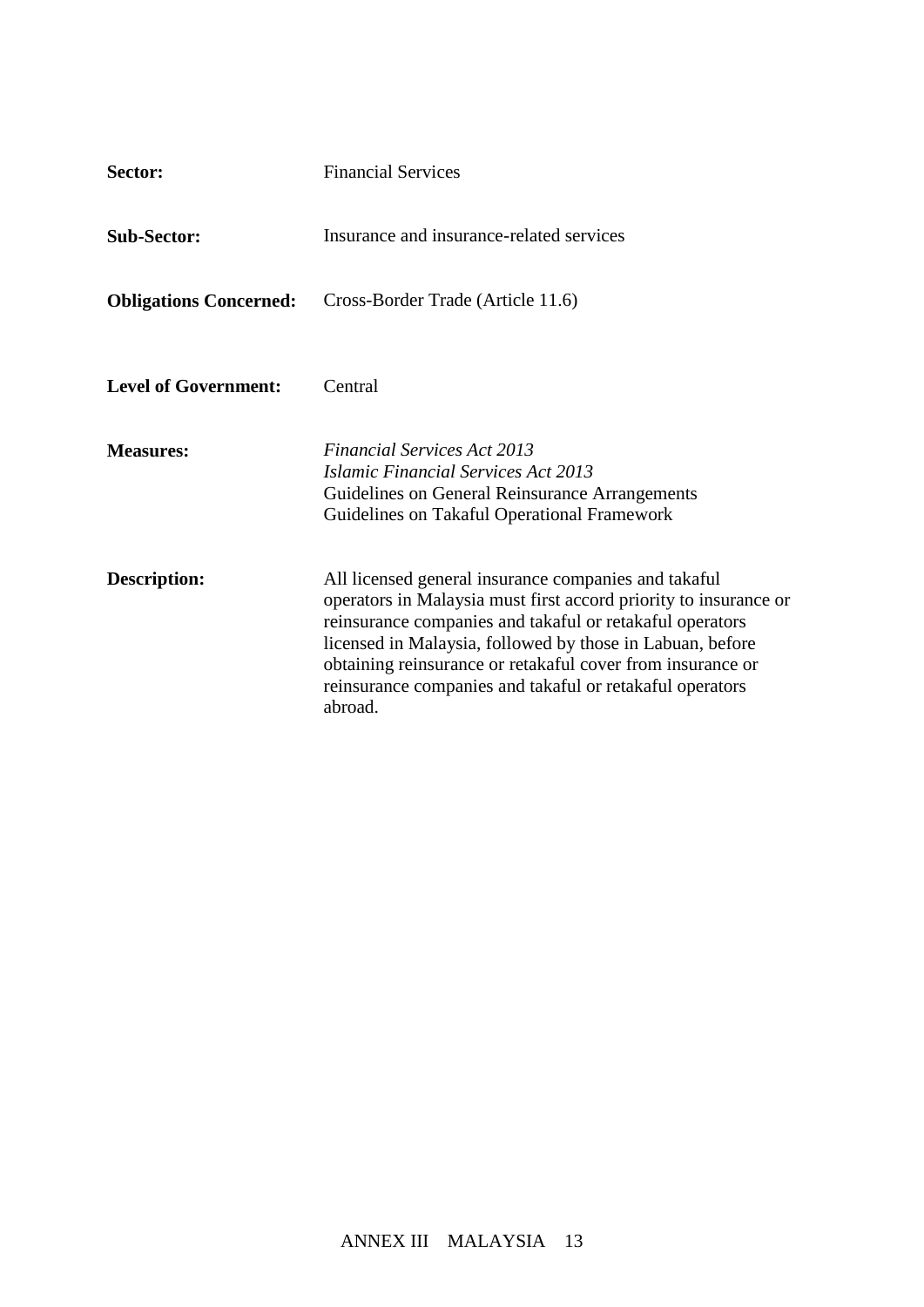**Sector:** Financial Services

**Sub-Sector:** Insurance and insurance-related services

**Obligations Concerned:** Cross-Border Trade (Article 11.6)

**Level of Government:** Central

**Measures:** *Financial Services Act 2013*
*Islamic Financial Services Act 2013*
Guidelines on General Reinsurance Arrangements
Guidelines on Takaful Operational Framework

**Description:** All licensed general insurance companies and takaful operators in Malaysia must first accord priority to insurance or reinsurance companies and takaful or retakaful operators licensed in Malaysia, followed by those in Labuan, before obtaining reinsurance or retakaful cover from insurance or reinsurance companies and takaful or retakaful operators abroad.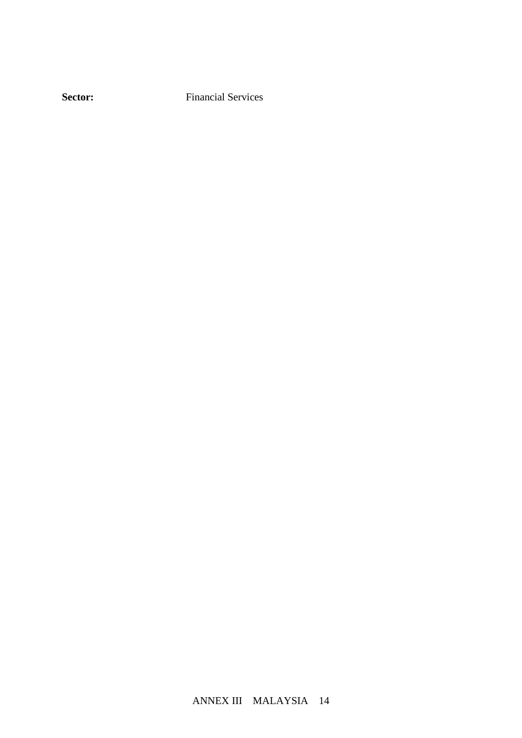**Sector:** Financial Services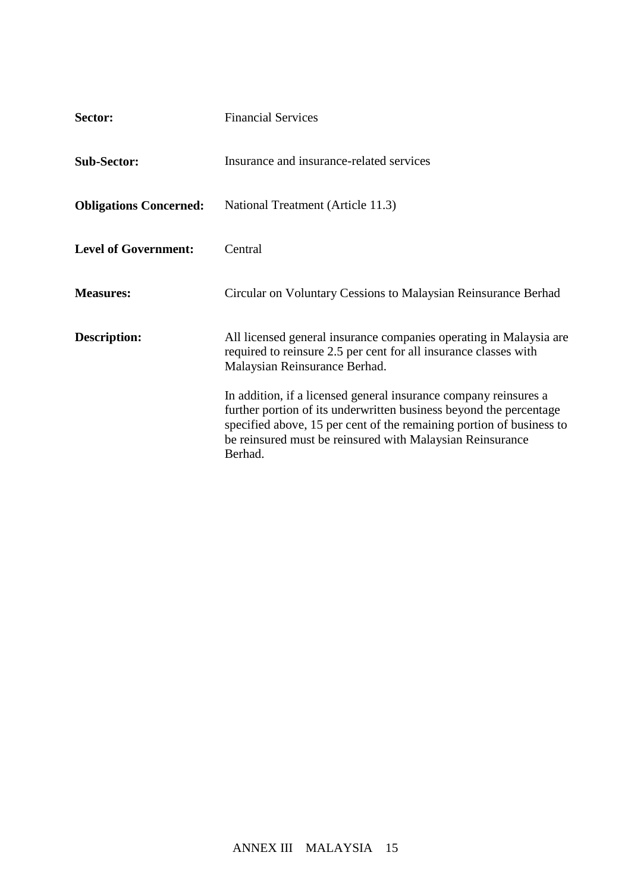**Sector:** Financial Services

**Sub-Sector:** Insurance and insurance-related services

**Obligations Concerned:** National Treatment (Article 11.3)

**Level of Government:** Central

**Measures:** Circular on Voluntary Cessions to Malaysian Reinsurance Berhad

**Description:** All licensed general insurance companies operating in Malaysia are required to reinsure 2.5 per cent for all insurance classes with Malaysian Reinsurance Berhad.

In addition, if a licensed general insurance company reinsures a further portion of its underwritten business beyond the percentage specified above, 15 per cent of the remaining portion of business to be reinsured must be reinsured with Malaysian Reinsurance Berhad.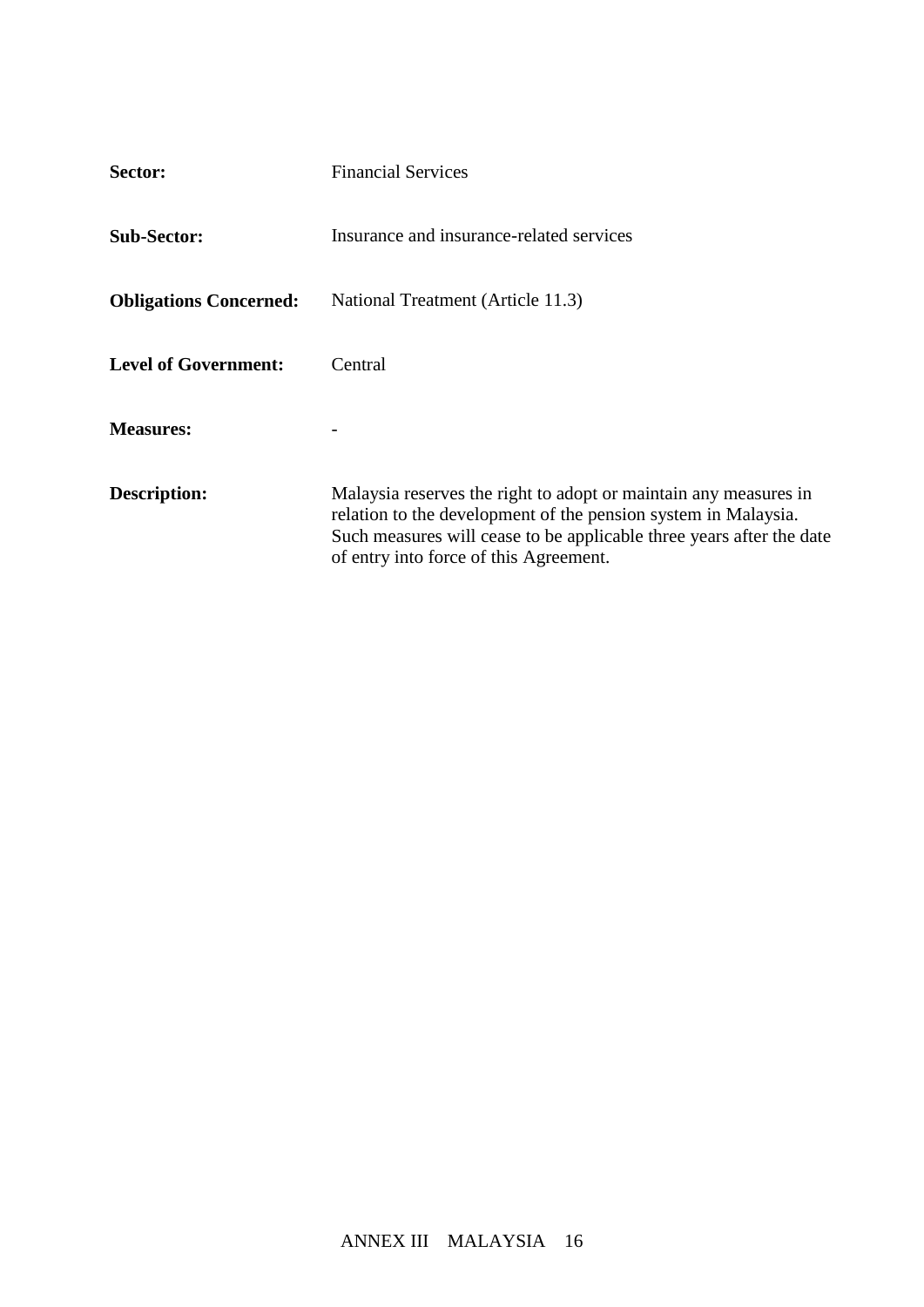**Sector:** Financial Services

**Sub-Sector:** Insurance and insurance-related services

**Obligations Concerned:** National Treatment (Article 11.3)

**Level of Government:** Central

**Measures:** -

**Description:** Malaysia reserves the right to adopt or maintain any measures in relation to the development of the pension system in Malaysia. Such measures will cease to be applicable three years after the date of entry into force of this Agreement.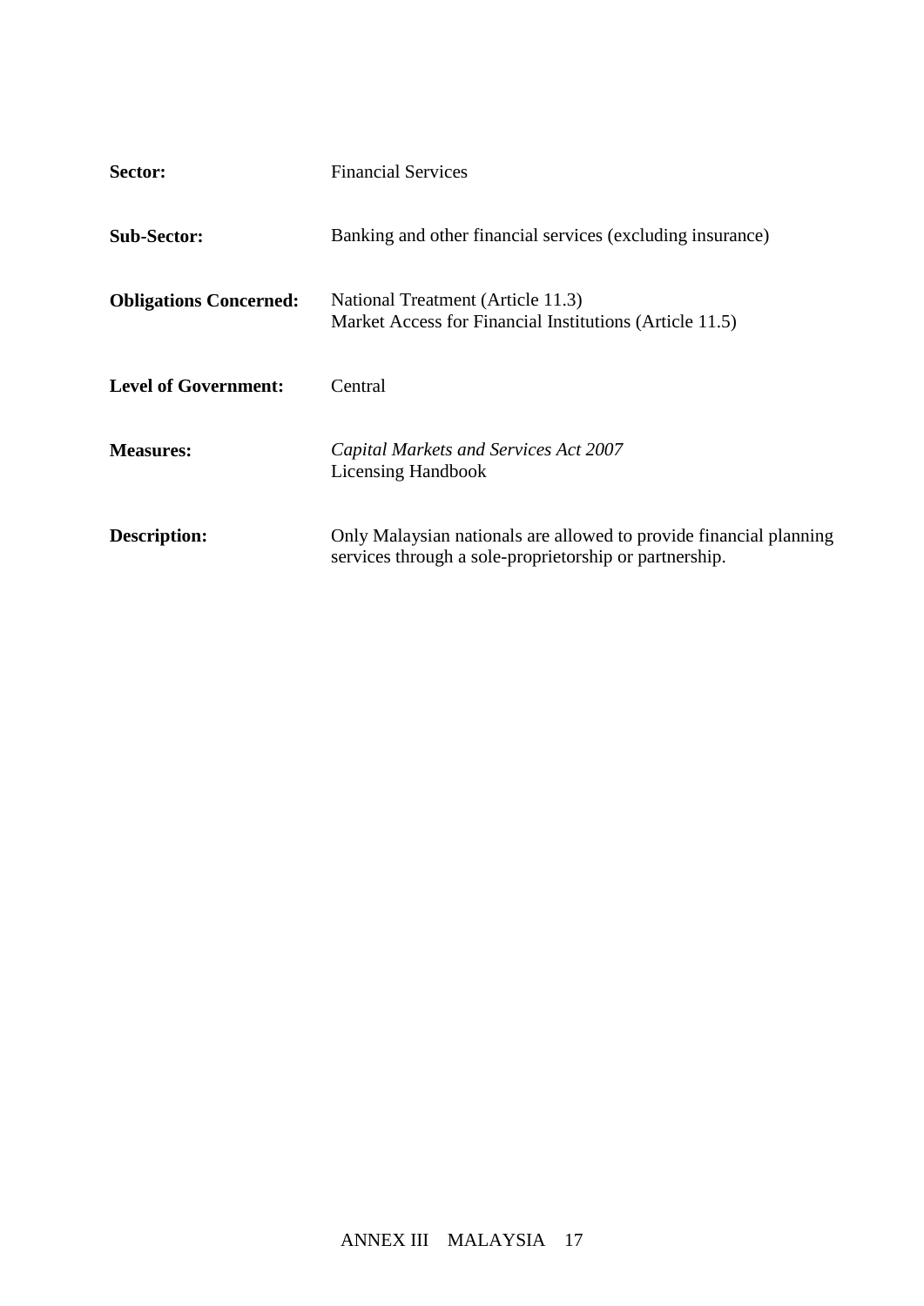| | |
|---|---|
| **Sector:** | Financial Services |
| **Sub-Sector:** | Banking and other financial services (excluding insurance) |
| **Obligations Concerned:** | National Treatment (Article 11.3)<br>Market Access for Financial Institutions (Article 11.5) |
| **Level of Government:** | Central |
| **Measures:** | *Capital Markets and Services Act 2007*<br>Licensing Handbook |
| **Description:** | Only Malaysian nationals are allowed to provide financial planning services through a sole-proprietorship or partnership. |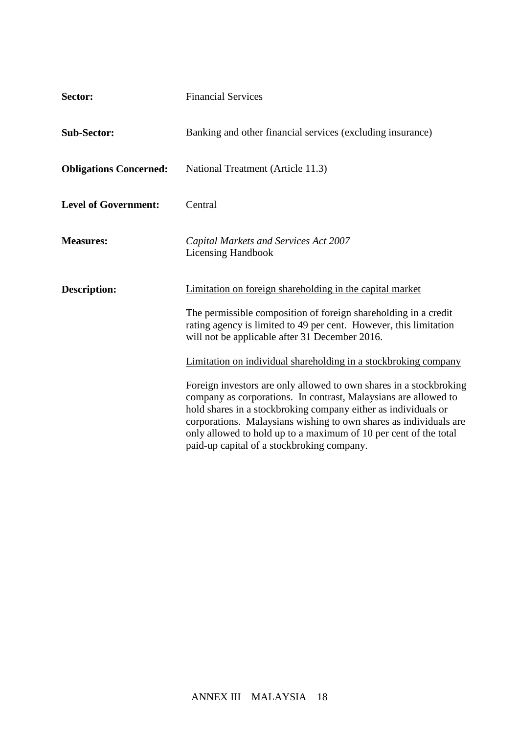**Sector:** Financial Services

**Sub-Sector:** Banking and other financial services (excluding insurance)

**Obligations Concerned:** National Treatment (Article 11.3)

**Level of Government:** Central

**Measures:** *Capital Markets and Services Act 2007*
Licensing Handbook

**Description:** <u>Limitation on foreign shareholding in the capital market</u>

The permissible composition of foreign shareholding in a credit rating agency is limited to 49 per cent. However, this limitation will not be applicable after 31 December 2016.

<u>Limitation on individual shareholding in a stockbroking company</u>

Foreign investors are only allowed to own shares in a stockbroking company as corporations. In contrast, Malaysians are allowed to hold shares in a stockbroking company either as individuals or corporations. Malaysians wishing to own shares as individuals are only allowed to hold up to a maximum of 10 per cent of the total paid-up capital of a stockbroking company.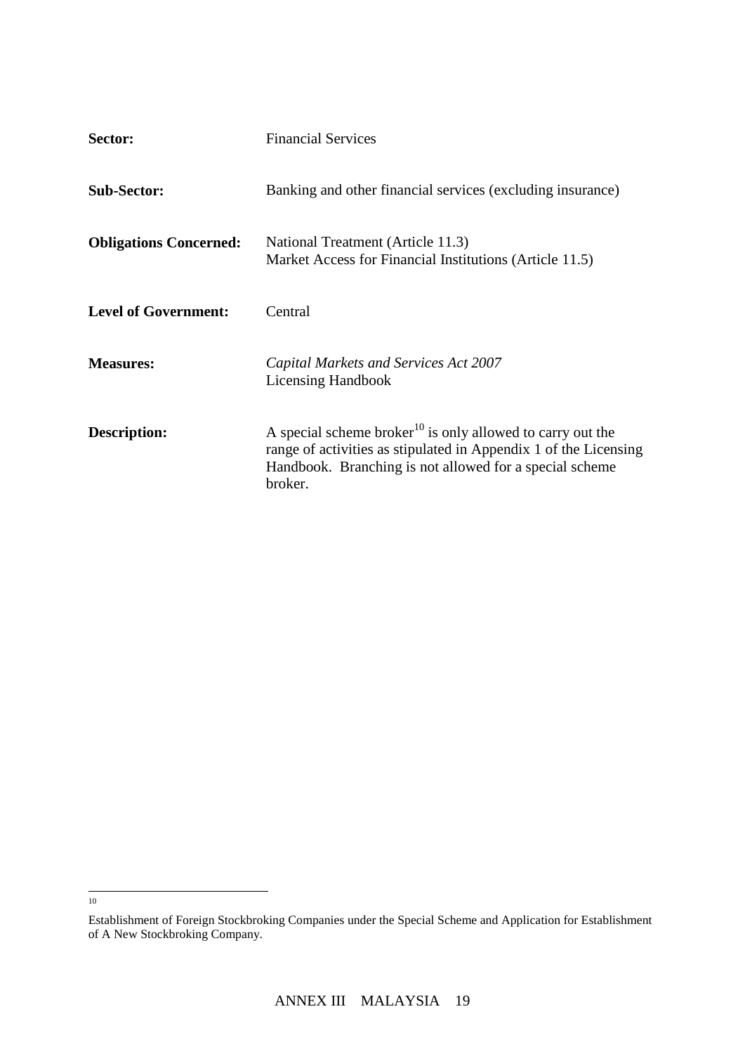| | |
|---|---|
| **Sector:** | Financial Services |
| **Sub-Sector:** | Banking and other financial services (excluding insurance) |
| **Obligations Concerned:** | National Treatment (Article 11.3)<br>Market Access for Financial Institutions (Article 11.5) |
| **Level of Government:** | Central |
| **Measures:** | *Capital Markets and Services Act 2007*<br>Licensing Handbook |
| **Description:** | A special scheme broker[10] is only allowed to carry out the range of activities as stipulated in Appendix 1 of the Licensing Handbook. Branching is not allowed for a special scheme broker. |

---

[10] Establishment of Foreign Stockbroking Companies under the Special Scheme and Application for Establishment of A New Stockbroking Company.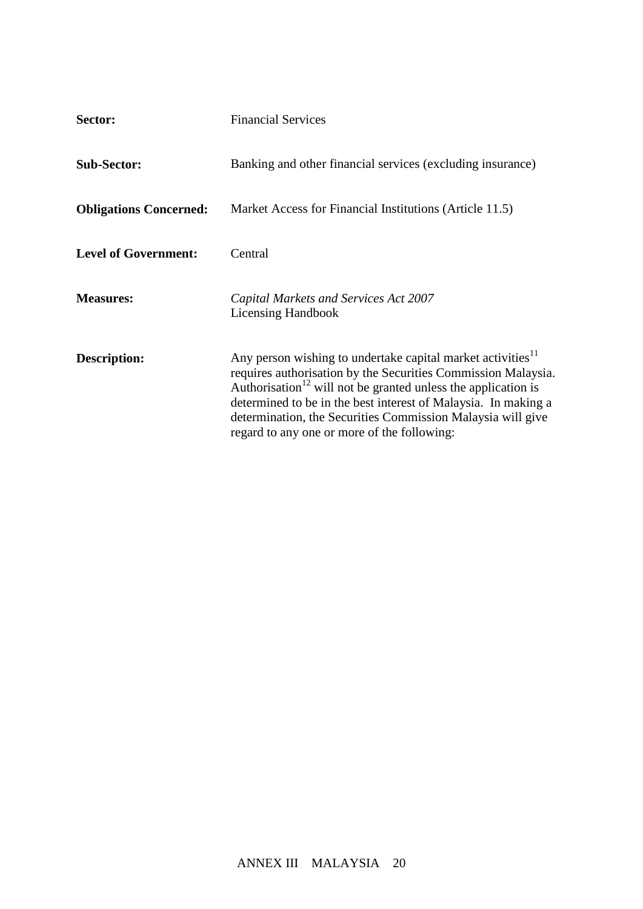**Sector:** Financial Services

**Sub-Sector:** Banking and other financial services (excluding insurance)

**Obligations Concerned:** Market Access for Financial Institutions (Article 11.5)

**Level of Government:** Central

**Measures:** *Capital Markets and Services Act 2007*
Licensing Handbook

**Description:** Any person wishing to undertake capital market activities[11] requires authorisation by the Securities Commission Malaysia. Authorisation[12] will not be granted unless the application is determined to be in the best interest of Malaysia. In making a determination, the Securities Commission Malaysia will give regard to any one or more of the following: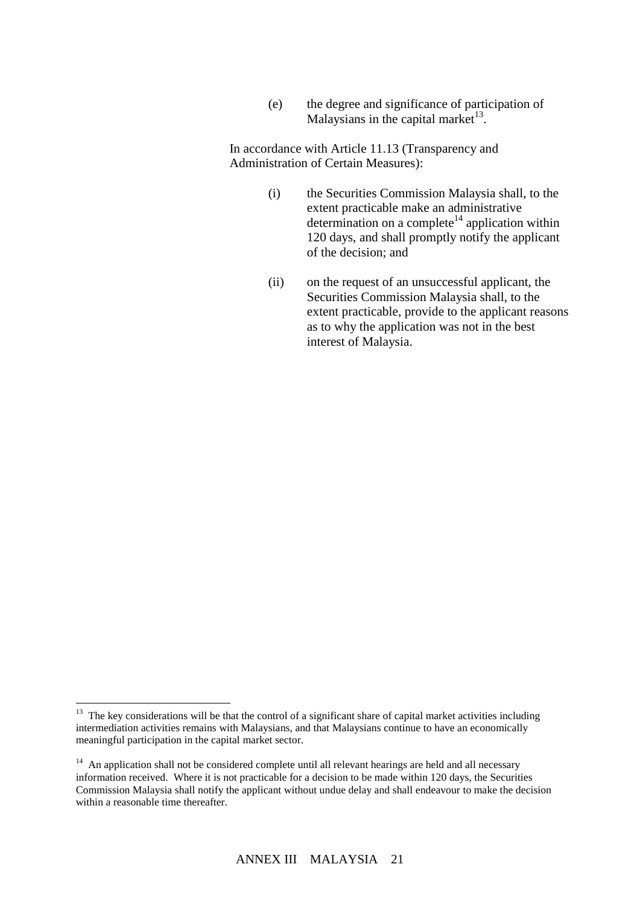(e) the degree and significance of participation of Malaysians in the capital market[13].

In accordance with Article 11.13 (Transparency and Administration of Certain Measures):

(i) the Securities Commission Malaysia shall, to the extent practicable make an administrative determination on a complete[14] application within 120 days, and shall promptly notify the applicant of the decision; and

(ii) on the request of an unsuccessful applicant, the Securities Commission Malaysia shall, to the extent practicable, provide to the applicant reasons as to why the application was not in the best interest of Malaysia.

---

[13] The key considerations will be that the control of a significant share of capital market activities including intermediation activities remains with Malaysians, and that Malaysians continue to have an economically meaningful participation in the capital market sector.

[14] An application shall not be considered complete until all relevant hearings are held and all necessary information received. Where it is not practicable for a decision to be made within 120 days, the Securities Commission Malaysia shall notify the applicant without undue delay and shall endeavour to make the decision within a reasonable time thereafter.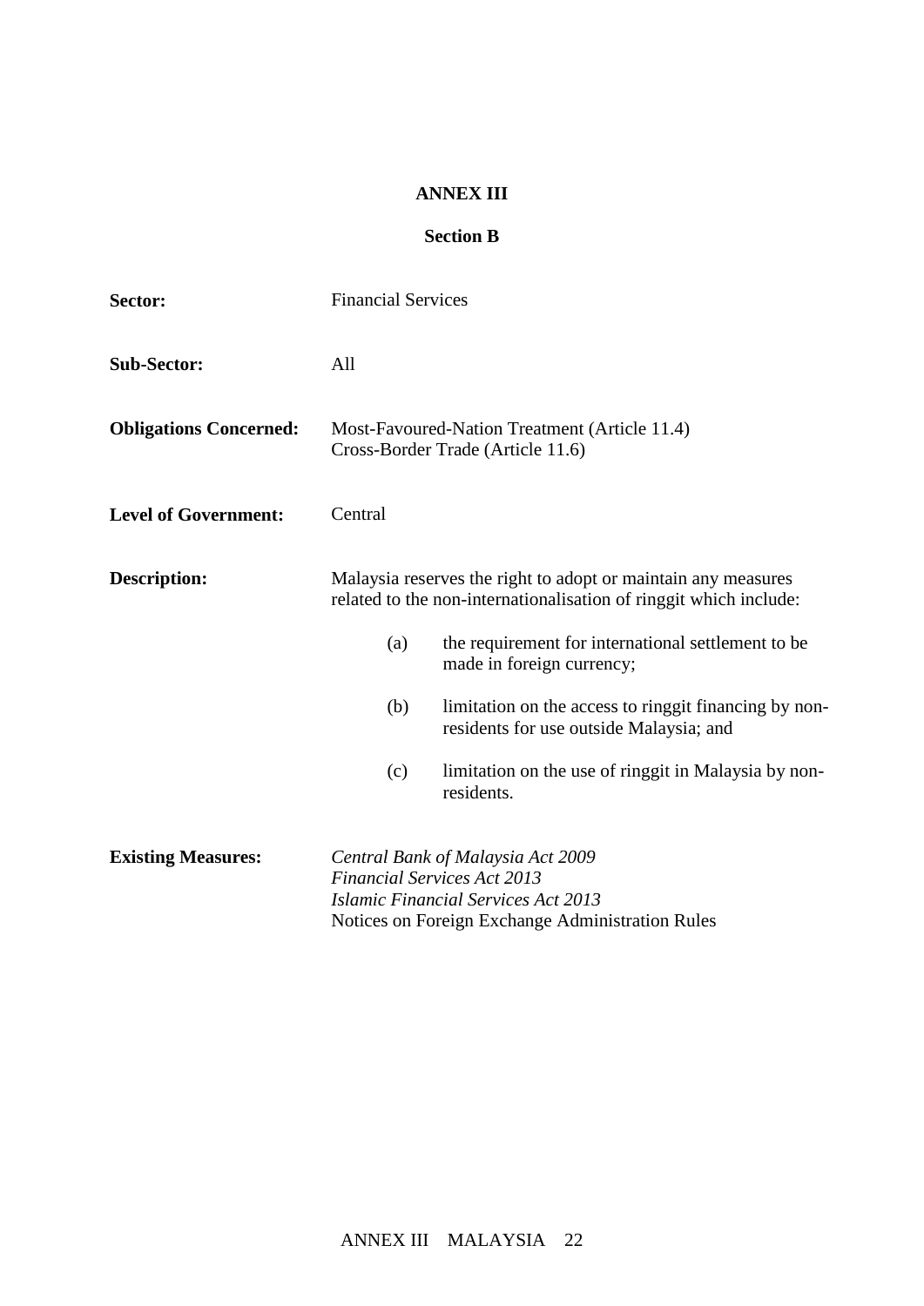# ANNEX III

## Section B

**Sector:** Financial Services

**Sub-Sector:** All

**Obligations Concerned:** Most-Favoured-Nation Treatment (Article 11.4)
Cross-Border Trade (Article 11.6)

**Level of Government:** Central

**Description:** Malaysia reserves the right to adopt or maintain any measures related to the non-internationalisation of ringgit which include:

(a) the requirement for international settlement to be made in foreign currency;

(b) limitation on the access to ringgit financing by non-residents for use outside Malaysia; and

(c) limitation on the use of ringgit in Malaysia by non-residents.

**Existing Measures:** *Central Bank of Malaysia Act 2009*
*Financial Services Act 2013*
*Islamic Financial Services Act 2013*
Notices on Foreign Exchange Administration Rules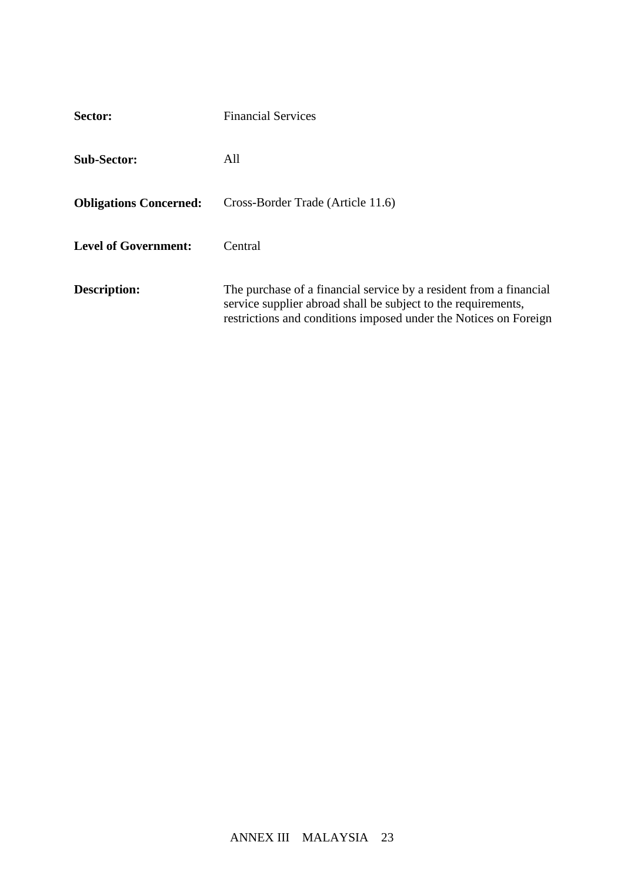**Sector:** Financial Services

**Sub-Sector:** All

**Obligations Concerned:** Cross-Border Trade (Article 11.6)

**Level of Government:** Central

**Description:** The purchase of a financial service by a resident from a financial service supplier abroad shall be subject to the requirements, restrictions and conditions imposed under the Notices on Foreign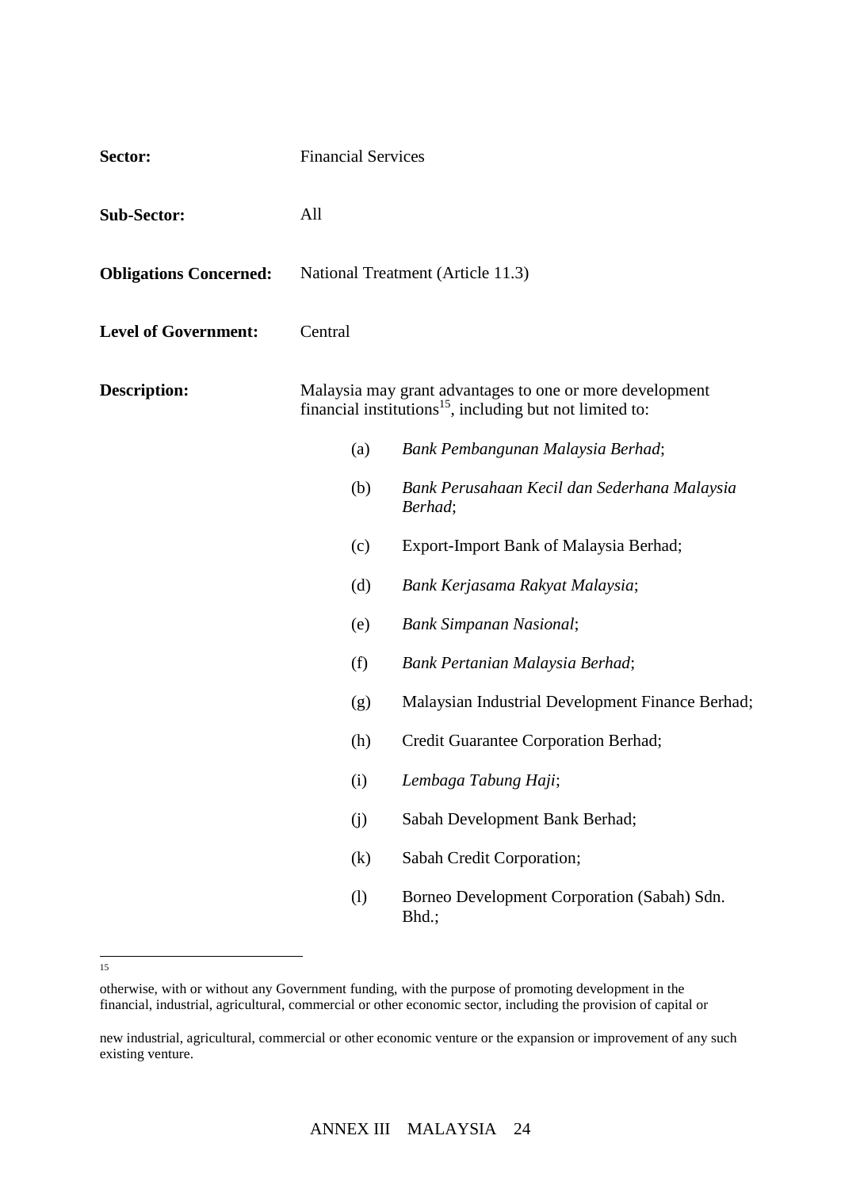| | |
|---|---|
| **Sector:** | Financial Services |
| **Sub-Sector:** | All |
| **Obligations Concerned:** | National Treatment (Article 11.3) |
| **Level of Government:** | Central |
| **Description:** | Malaysia may grant advantages to one or more development financial institutions[15], including but not limited to: |

(a) *Bank Pembangunan Malaysia Berhad*;

(b) *Bank Perusahaan Kecil dan Sederhana Malaysia Berhad*;

(c) Export-Import Bank of Malaysia Berhad;

(d) *Bank Kerjasama Rakyat Malaysia*;

(e) *Bank Simpanan Nasional*;

(f) *Bank Pertanian Malaysia Berhad*;

(g) Malaysian Industrial Development Finance Berhad;

(h) Credit Guarantee Corporation Berhad;

(i) *Lembaga Tabung Haji*;

(j) Sabah Development Bank Berhad;

(k) Sabah Credit Corporation;

(l) Borneo Development Corporation (Sabah) Sdn. Bhd.;

---

[15]

otherwise, with or without any Government funding, with the purpose of promoting development in the financial, industrial, agricultural, commercial or other economic sector, including the provision of capital or

new industrial, agricultural, commercial or other economic venture or the expansion or improvement of any such existing venture.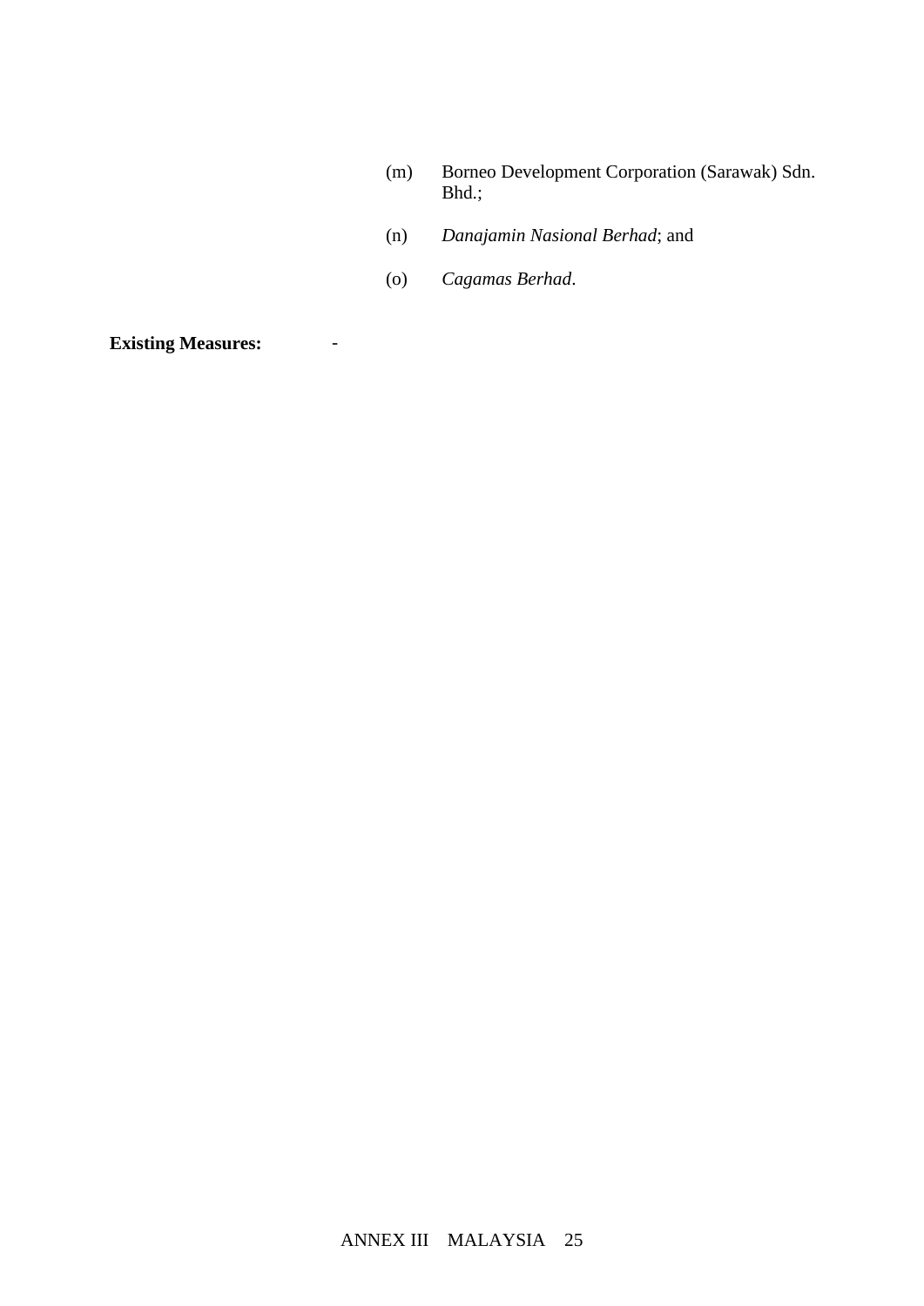(m) Borneo Development Corporation (Sarawak) Sdn. Bhd.;

(n) *Danajamin Nasional Berhad*; and

(o) *Cagamas Berhad*.

**Existing Measures:** -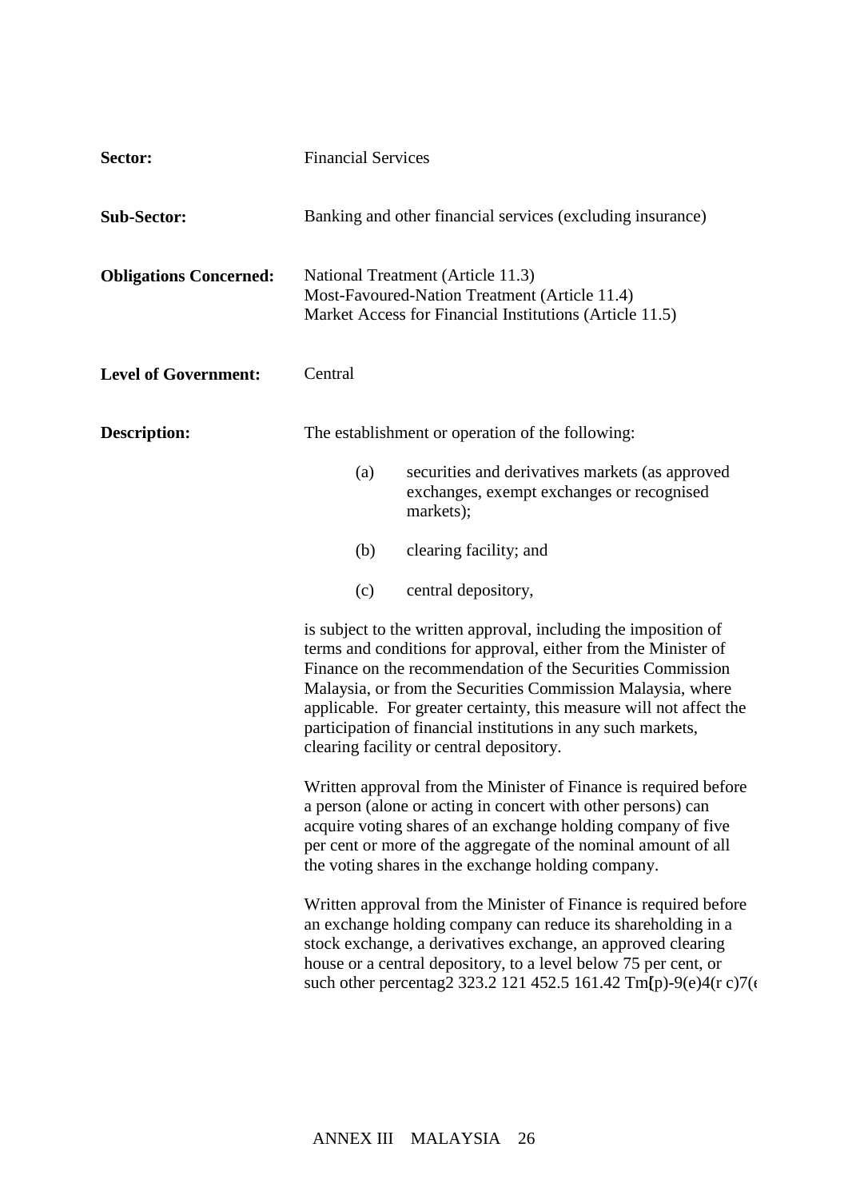**Sector:** Financial Services

**Sub-Sector:** Banking and other financial services (excluding insurance)

**Obligations Concerned:** National Treatment (Article 11.3)
Most-Favoured-Nation Treatment (Article 11.4)
Market Access for Financial Institutions (Article 11.5)

**Level of Government:** Central

**Description:** The establishment or operation of the following:

(a) securities and derivatives markets (as approved exchanges, exempt exchanges or recognised markets);

(b) clearing facility; and

(c) central depository,

is subject to the written approval, including the imposition of terms and conditions for approval, either from the Minister of Finance on the recommendation of the Securities Commission Malaysia, or from the Securities Commission Malaysia, where applicable. For greater certainty, this measure will not affect the participation of financial institutions in any such markets, clearing facility or central depository.

Written approval from the Minister of Finance is required before a person (alone or acting in concert with other persons) can acquire voting shares of an exchange holding company of five per cent or more of the aggregate of the nominal amount of all the voting shares in the exchange holding company.

Written approval from the Minister of Finance is required before an exchange holding company can reduce its shareholding in a stock exchange, a derivatives exchange, an approved clearing house or a central depository, to a level below 75 per cent, or such other percentag2 323.2 121 452.5 161.42 Tm[p)-9(e)4(r c)7(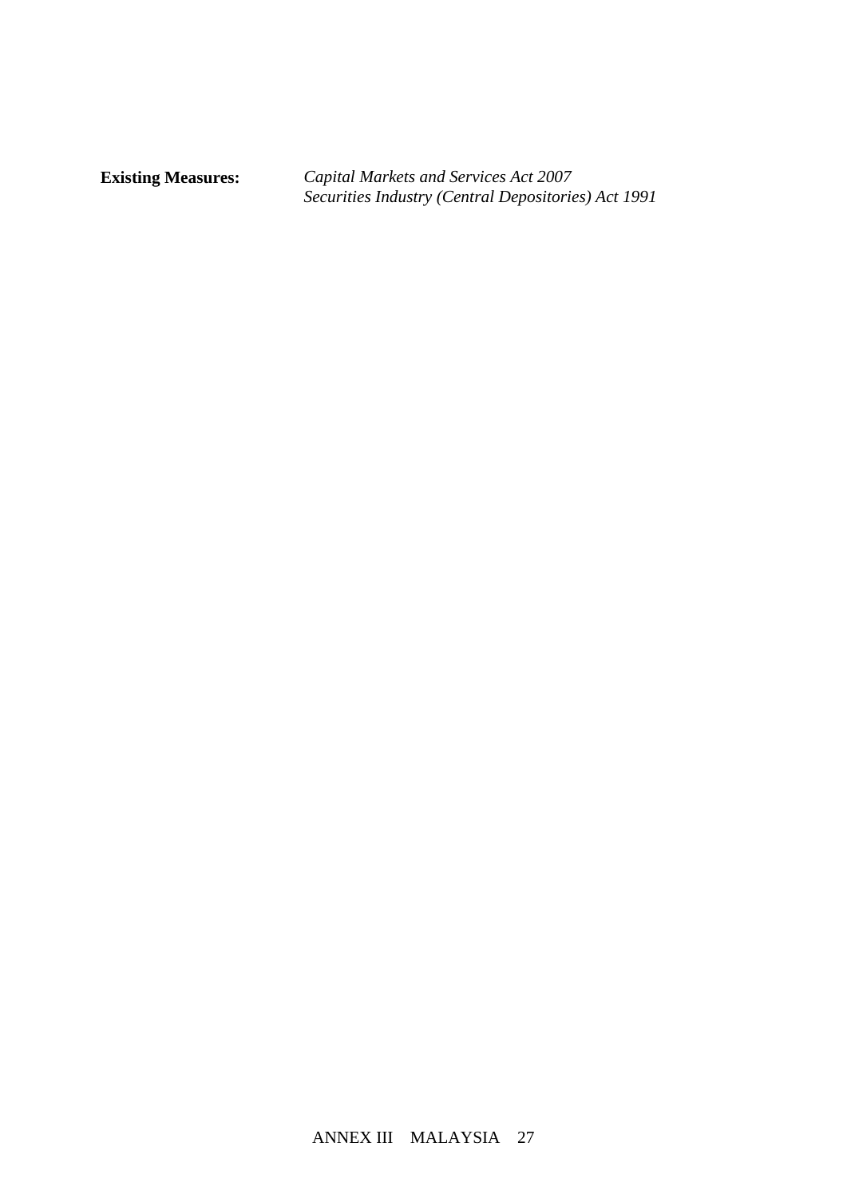**Existing Measures:** *Capital Markets and Services Act 2007*
*Securities Industry (Central Depositories) Act 1991*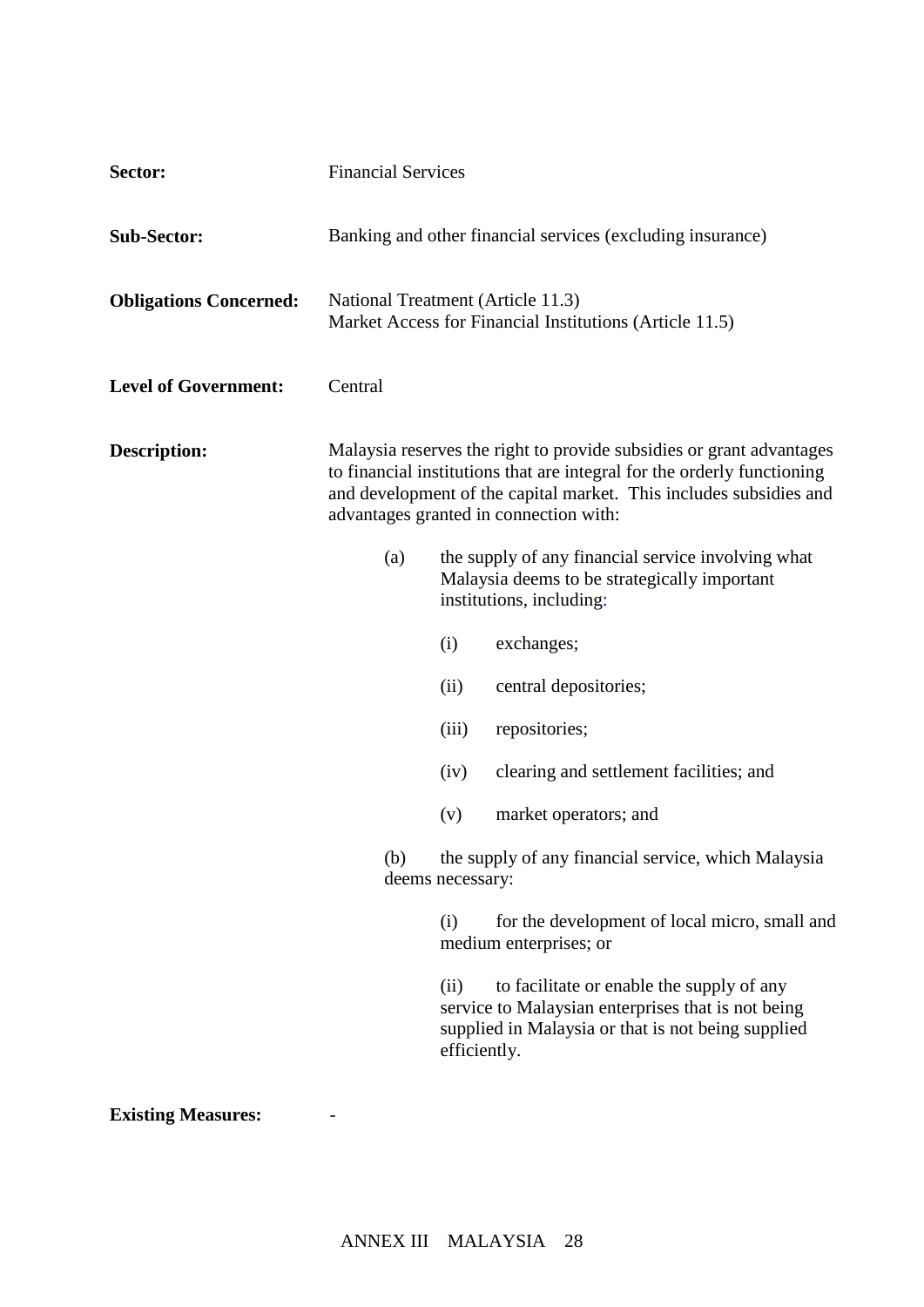**Sector:** Financial Services

**Sub-Sector:** Banking and other financial services (excluding insurance)

**Obligations Concerned:** National Treatment (Article 11.3)
Market Access for Financial Institutions (Article 11.5)

**Level of Government:** Central

**Description:** Malaysia reserves the right to provide subsidies or grant advantages to financial institutions that are integral for the orderly functioning and development of the capital market. This includes subsidies and advantages granted in connection with:

(a) the supply of any financial service involving what Malaysia deems to be strategically important institutions, including:

(i) exchanges;

(ii) central depositories;

(iii) repositories;

(iv) clearing and settlement facilities; and

(v) market operators; and

(b) the supply of any financial service, which Malaysia deems necessary:

(i) for the development of local micro, small and medium enterprises; or

(ii) to facilitate or enable the supply of any service to Malaysian enterprises that is not being supplied in Malaysia or that is not being supplied efficiently.

**Existing Measures:** -